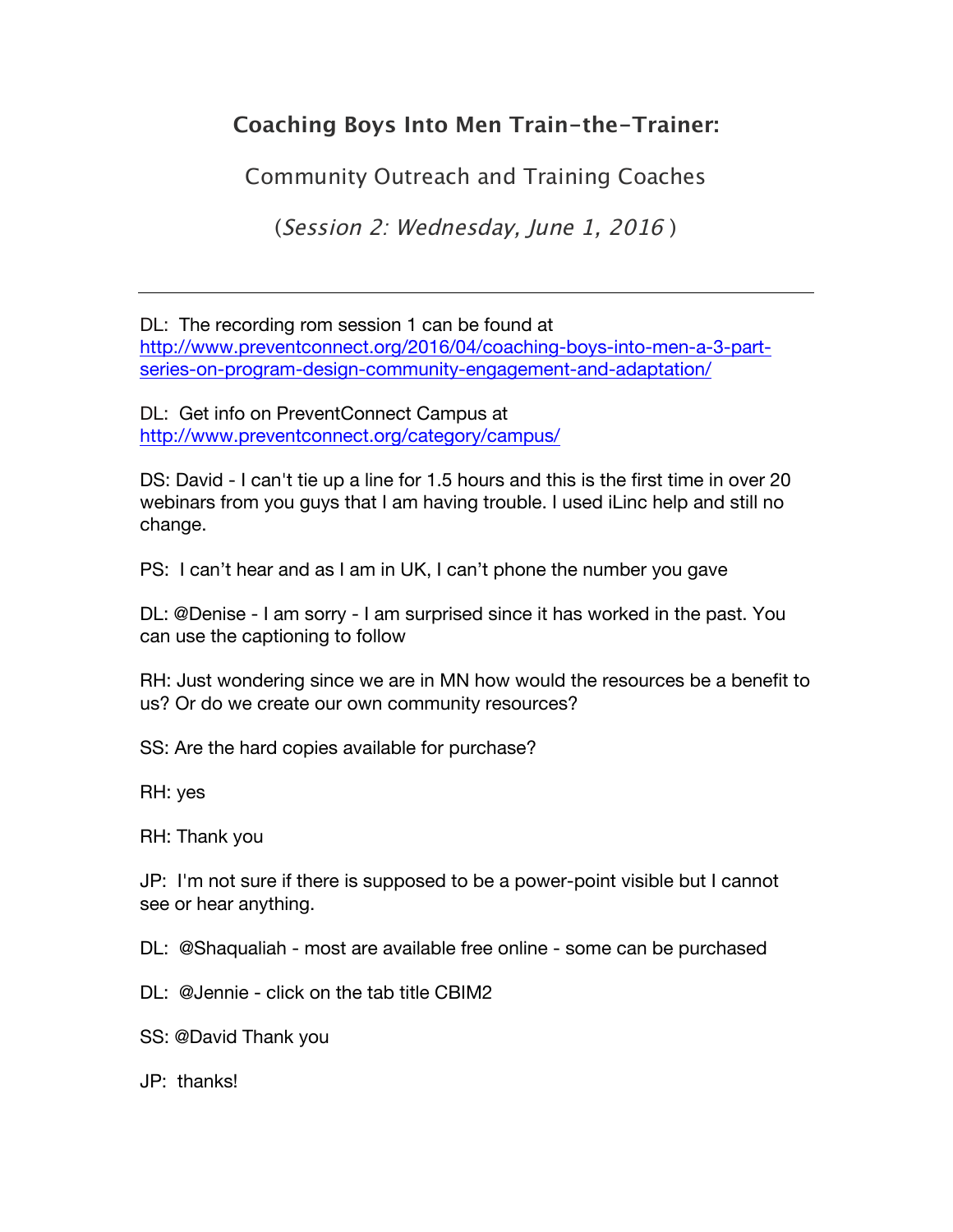# Coaching Boys Into Men Train-the-Trainer:

## Community Outreach and Training Coaches

*(Session 2: Wednesday, June 1, 2016 )*

---

DL: The recording rom session 1 can be found at http://www.preventconnect.org/2016/04/coaching-boys-into-men-a-3-part-series-on-program-design-community-engagement-and-adaptation/

DL: Get info on PreventConnect Campus at http://www.preventconnect.org/category/campus/

DS: David - I can't tie up a line for 1.5 hours and this is the first time in over 20 webinars from you guys that I am having trouble. I used iLinc help and still no change.

PS: I can't hear and as I am in UK, I can't phone the number you gave

DL: @Denise - I am sorry - I am surprised since it has worked in the past. You can use the captioning to follow

RH: Just wondering since we are in MN how would the resources be a benefit to us? Or do we create our own community resources?

SS: Are the hard copies available for purchase?

RH: yes

RH: Thank you

JP: I'm not sure if there is supposed to be a power-point visible but I cannot see or hear anything.

DL: @Shaqualiah - most are available free online - some can be purchased

DL: @Jennie - click on the tab title CBIM2

SS: @David Thank you

JP: thanks!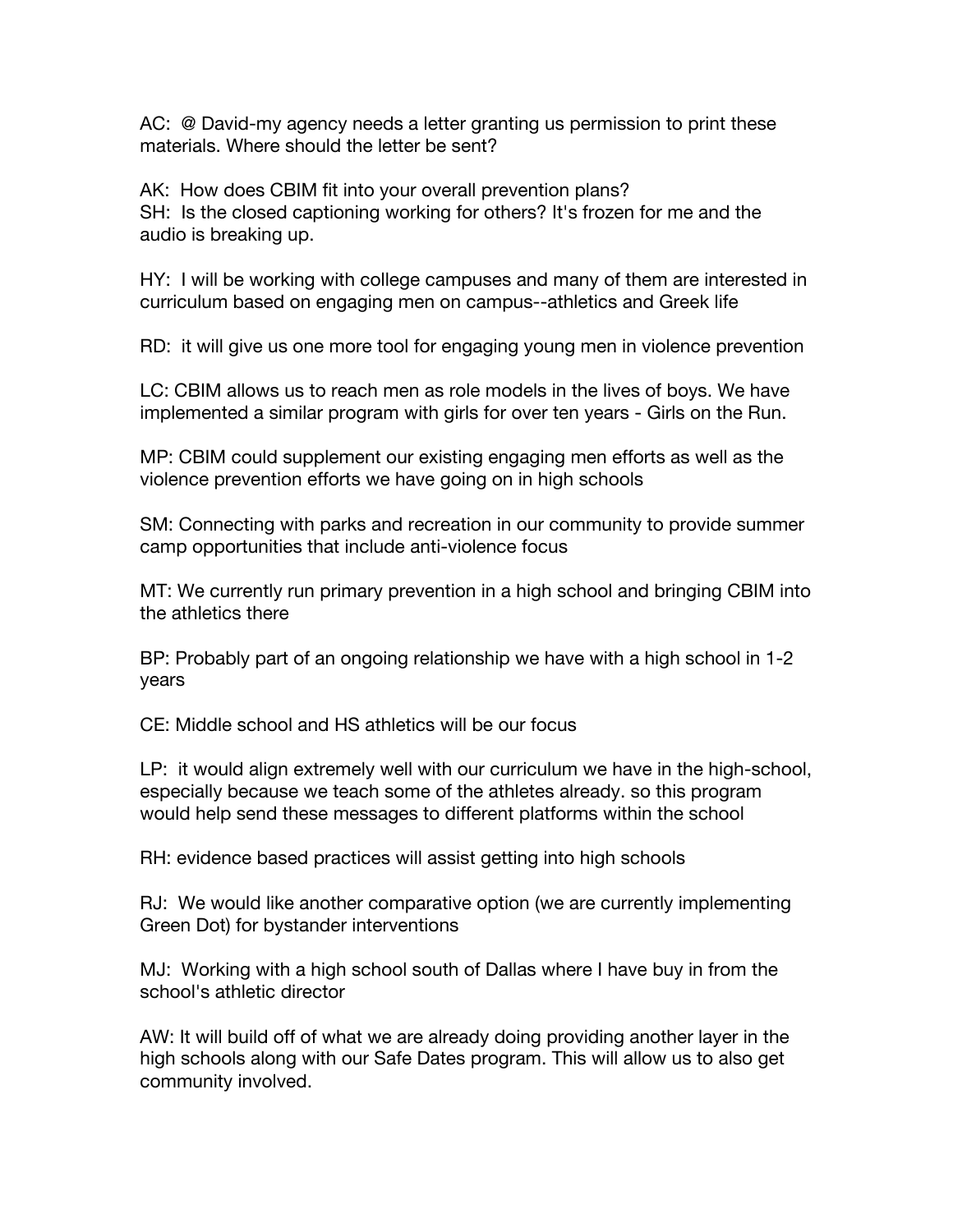AC: @ David-my agency needs a letter granting us permission to print these materials. Where should the letter be sent?

AK: How does CBIM fit into your overall prevention plans?
SH: Is the closed captioning working for others? It's frozen for me and the audio is breaking up.

HY: I will be working with college campuses and many of them are interested in curriculum based on engaging men on campus--athletics and Greek life

RD: it will give us one more tool for engaging young men in violence prevention

LC: CBIM allows us to reach men as role models in the lives of boys. We have implemented a similar program with girls for over ten years - Girls on the Run.

MP: CBIM could supplement our existing engaging men efforts as well as the violence prevention efforts we have going on in high schools

SM: Connecting with parks and recreation in our community to provide summer camp opportunities that include anti-violence focus

MT: We currently run primary prevention in a high school and bringing CBIM into the athletics there

BP: Probably part of an ongoing relationship we have with a high school in 1-2 years

CE: Middle school and HS athletics will be our focus

LP: it would align extremely well with our curriculum we have in the high-school, especially because we teach some of the athletes already. so this program would help send these messages to different platforms within the school

RH: evidence based practices will assist getting into high schools

RJ: We would like another comparative option (we are currently implementing Green Dot) for bystander interventions

MJ: Working with a high school south of Dallas where I have buy in from the school's athletic director

AW: It will build off of what we are already doing providing another layer in the high schools along with our Safe Dates program. This will allow us to also get community involved.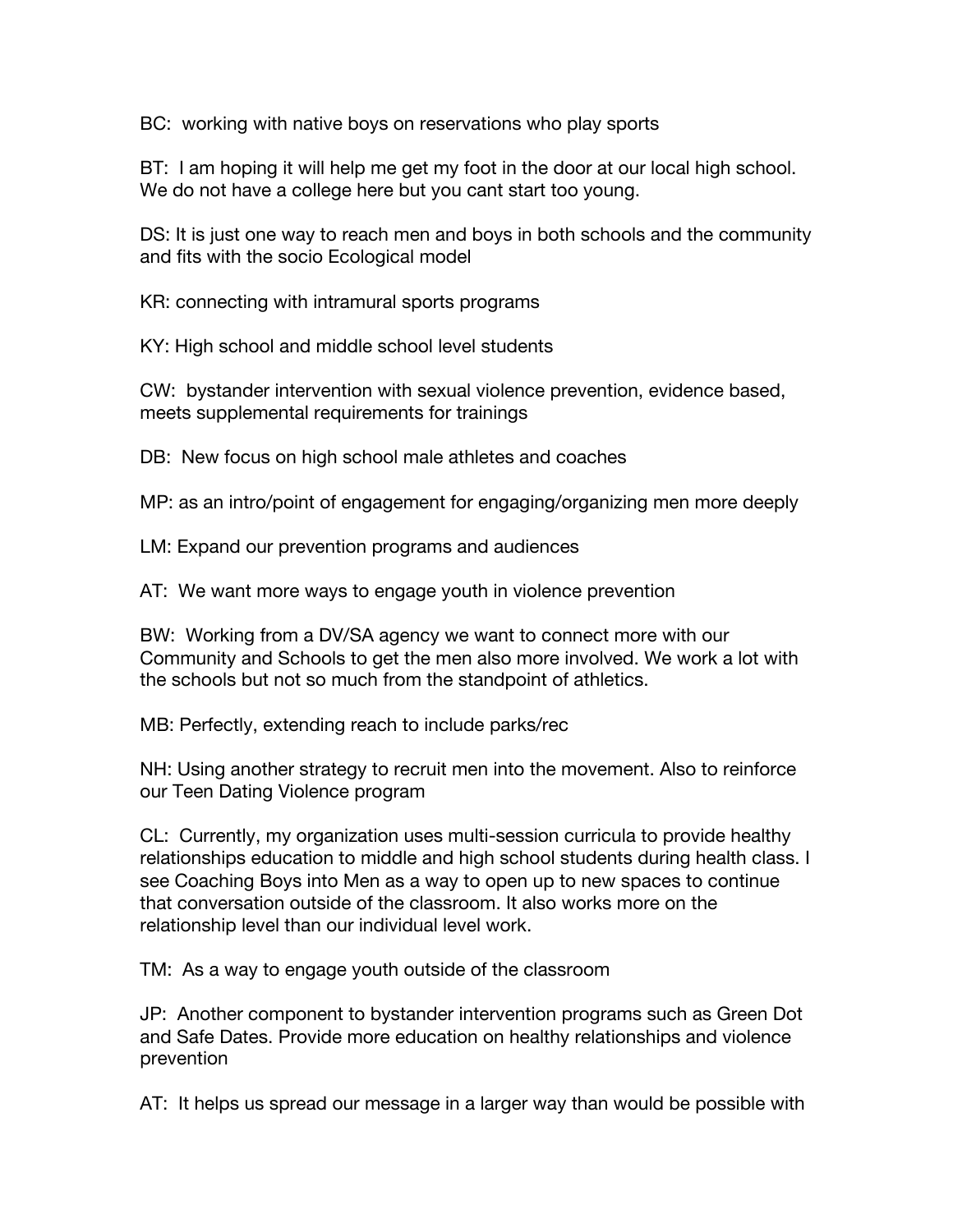BC: working with native boys on reservations who play sports

BT: I am hoping it will help me get my foot in the door at our local high school. We do not have a college here but you cant start too young.

DS: It is just one way to reach men and boys in both schools and the community and fits with the socio Ecological model

KR: connecting with intramural sports programs

KY: High school and middle school level students

CW: bystander intervention with sexual violence prevention, evidence based, meets supplemental requirements for trainings

DB: New focus on high school male athletes and coaches

MP: as an intro/point of engagement for engaging/organizing men more deeply

LM: Expand our prevention programs and audiences

AT: We want more ways to engage youth in violence prevention

BW: Working from a DV/SA agency we want to connect more with our Community and Schools to get the men also more involved. We work a lot with the schools but not so much from the standpoint of athletics.

MB: Perfectly, extending reach to include parks/rec

NH: Using another strategy to recruit men into the movement. Also to reinforce our Teen Dating Violence program

CL: Currently, my organization uses multi-session curricula to provide healthy relationships education to middle and high school students during health class. I see Coaching Boys into Men as a way to open up to new spaces to continue that conversation outside of the classroom. It also works more on the relationship level than our individual level work.

TM: As a way to engage youth outside of the classroom

JP: Another component to bystander intervention programs such as Green Dot and Safe Dates. Provide more education on healthy relationships and violence prevention

AT: It helps us spread our message in a larger way than would be possible with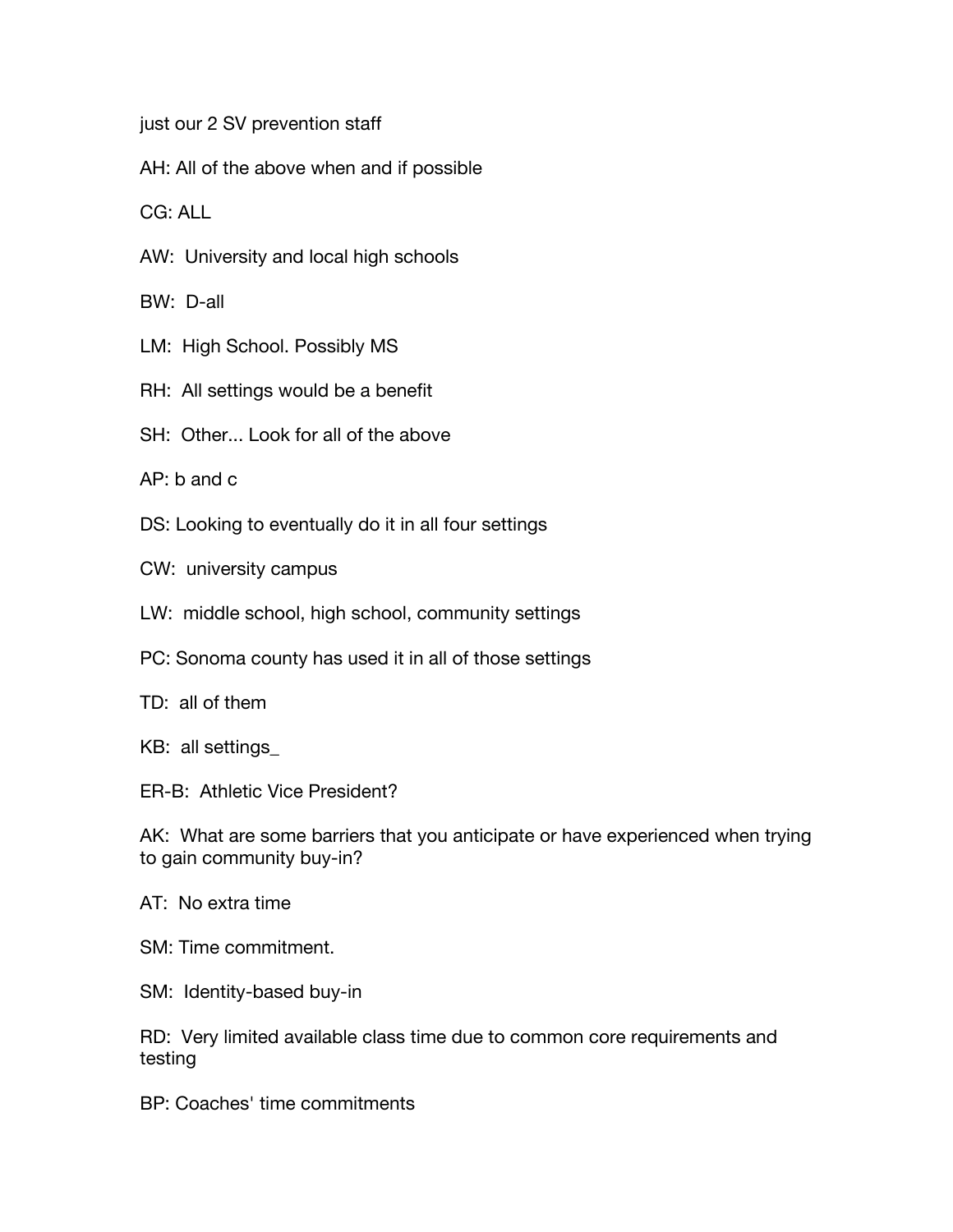just our 2 SV prevention staff

AH: All of the above when and if possible

CG: ALL

AW:  University and local high schools

BW:  D-all

LM:  High School. Possibly MS

RH:  All settings would be a benefit

SH:  Other... Look for all of the above

AP: b and c

DS: Looking to eventually do it in all four settings

CW:  university campus

LW:  middle school, high school, community settings

PC: Sonoma county has used it in all of those settings

TD:  all of them

KB:  all settings_

ER-B:  Athletic Vice President?

AK:  What are some barriers that you anticipate or have experienced when trying to gain community buy-in?

AT:  No extra time

SM: Time commitment.

SM:  Identity-based buy-in

RD:  Very limited available class time due to common core requirements and testing

BP: Coaches' time commitments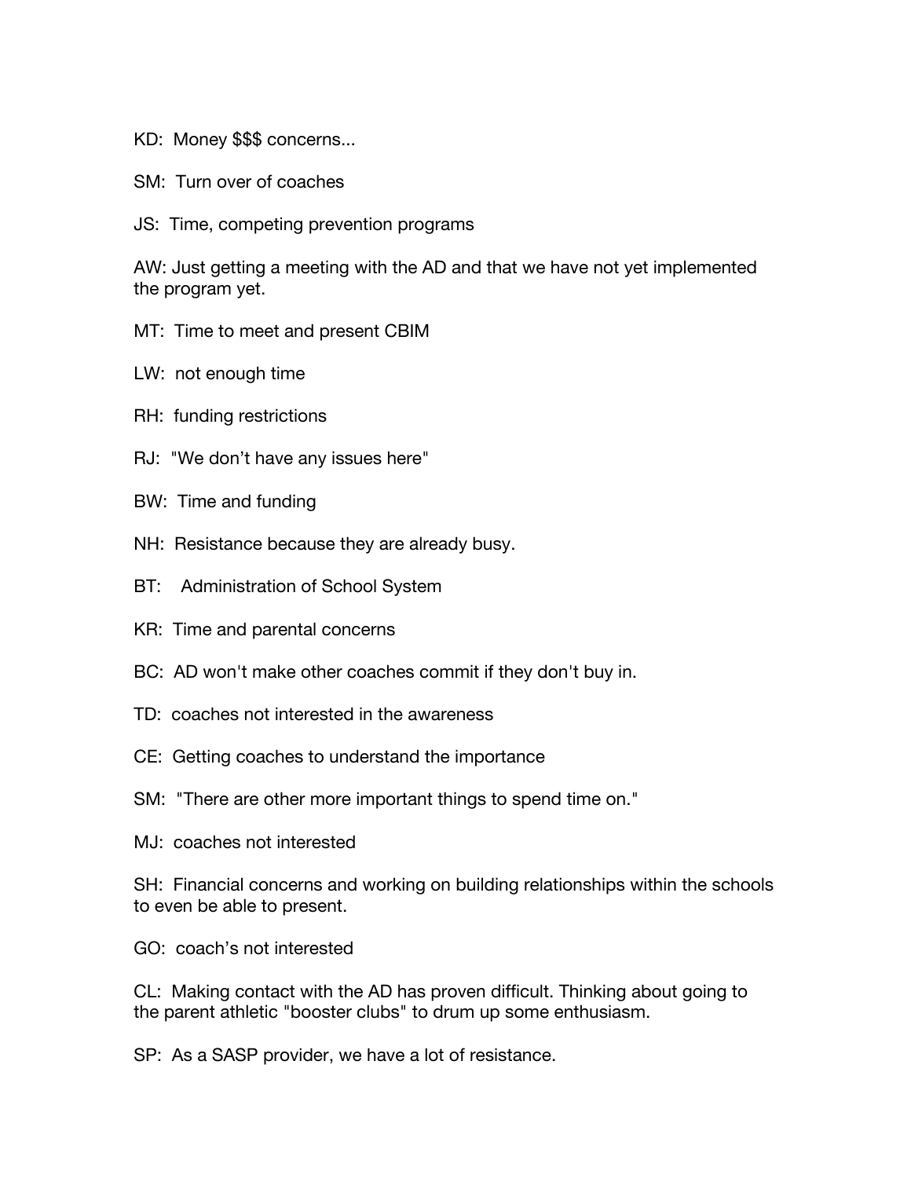KD:  Money $$$ concerns...

SM:  Turn over of coaches

JS:  Time, competing prevention programs

AW: Just getting a meeting with the AD and that we have not yet implemented the program yet.

MT:  Time to meet and present CBIM

LW:  not enough time

RH:  funding restrictions

RJ:  "We don't have any issues here"

BW:  Time and funding

NH:  Resistance because they are already busy.

BT:   Administration of School System

KR:  Time and parental concerns

BC:  AD won't make other coaches commit if they don't buy in.

TD:  coaches not interested in the awareness

CE:  Getting coaches to understand the importance

SM:  "There are other more important things to spend time on."

MJ:  coaches not interested

SH:  Financial concerns and working on building relationships within the schools to even be able to present.

GO:  coach's not interested

CL:  Making contact with the AD has proven difficult. Thinking about going to the parent athletic "booster clubs" to drum up some enthusiasm.

SP:  As a SASP provider, we have a lot of resistance.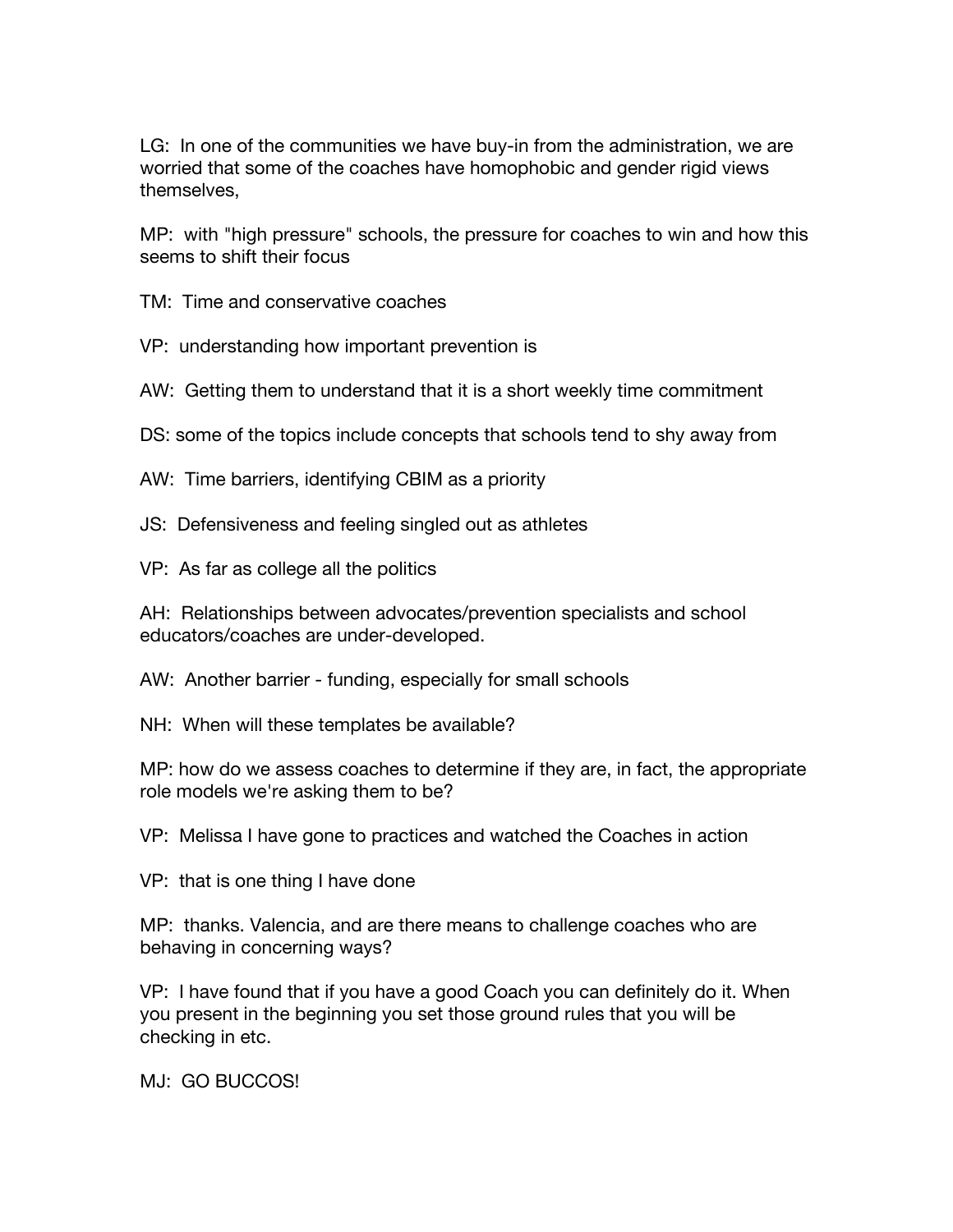LG: In one of the communities we have buy-in from the administration, we are worried that some of the coaches have homophobic and gender rigid views themselves,

MP: with "high pressure" schools, the pressure for coaches to win and how this seems to shift their focus

TM: Time and conservative coaches

VP: understanding how important prevention is

AW: Getting them to understand that it is a short weekly time commitment

DS: some of the topics include concepts that schools tend to shy away from

AW: Time barriers, identifying CBIM as a priority

JS: Defensiveness and feeling singled out as athletes

VP: As far as college all the politics

AH: Relationships between advocates/prevention specialists and school educators/coaches are under-developed.

AW: Another barrier - funding, especially for small schools

NH: When will these templates be available?

MP: how do we assess coaches to determine if they are, in fact, the appropriate role models we're asking them to be?

VP: Melissa I have gone to practices and watched the Coaches in action

VP: that is one thing I have done

MP: thanks. Valencia, and are there means to challenge coaches who are behaving in concerning ways?

VP: I have found that if you have a good Coach you can definitely do it. When you present in the beginning you set those ground rules that you will be checking in etc.

MJ: GO BUCCOS!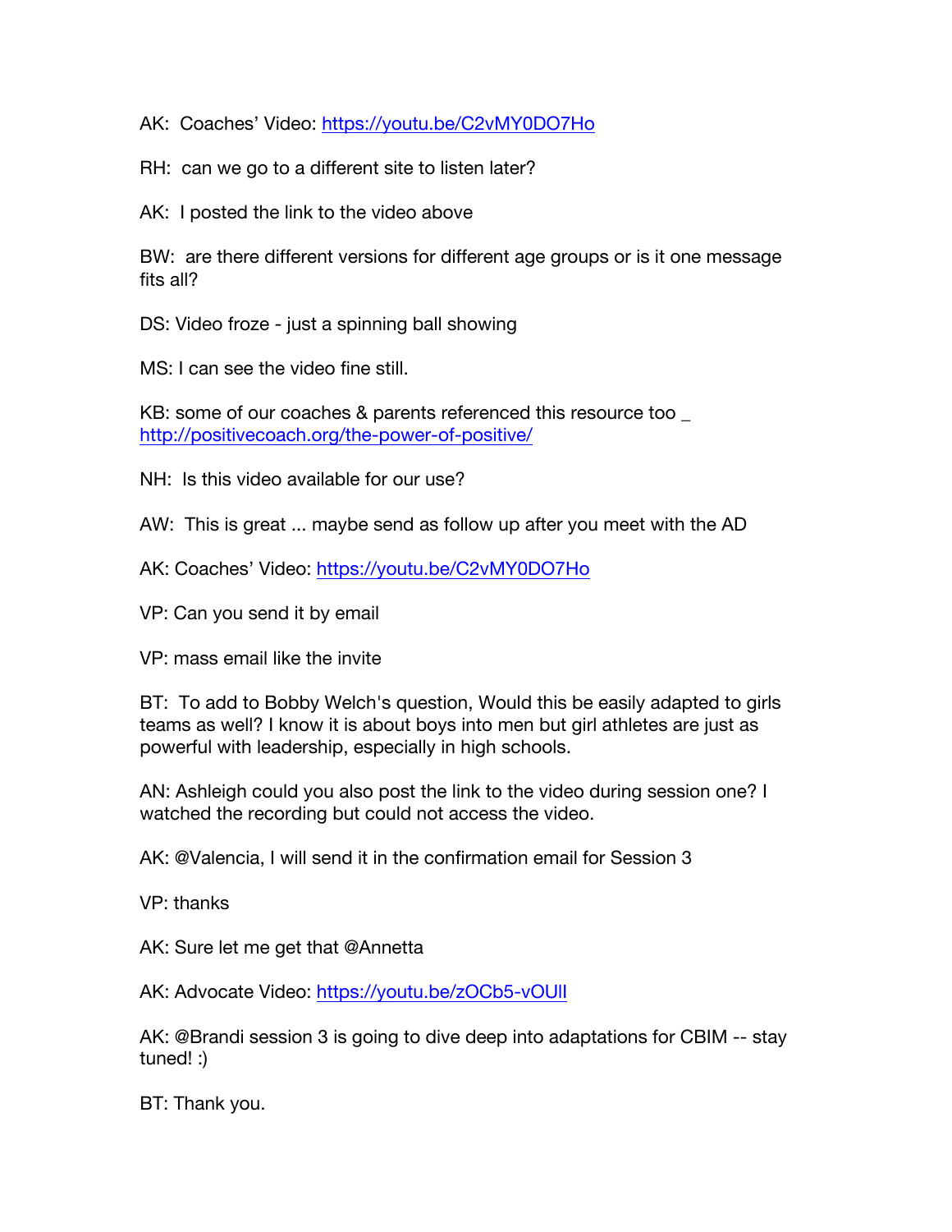AK:  Coaches' Video: https://youtu.be/C2vMY0DO7Ho

RH:  can we go to a different site to listen later?

AK:  I posted the link to the video above

BW:  are there different versions for different age groups or is it one message fits all?

DS: Video froze - just a spinning ball showing

MS: I can see the video fine still.

KB: some of our coaches & parents referenced this resource too _ http://positivecoach.org/the-power-of-positive/

NH:  Is this video available for our use?

AW:  This is great ... maybe send as follow up after you meet with the AD

AK: Coaches' Video: https://youtu.be/C2vMY0DO7Ho

VP: Can you send it by email

VP: mass email like the invite

BT:  To add to Bobby Welch's question, Would this be easily adapted to girls teams as well? I know it is about boys into men but girl athletes are just as powerful with leadership, especially in high schools.

AN: Ashleigh could you also post the link to the video during session one? I watched the recording but could not access the video.

AK: @Valencia, I will send it in the confirmation email for Session 3

VP: thanks

AK: Sure let me get that @Annetta

AK: Advocate Video: https://youtu.be/zOCb5-vOUlI

AK: @Brandi session 3 is going to dive deep into adaptations for CBIM -- stay tuned! :)

BT: Thank you.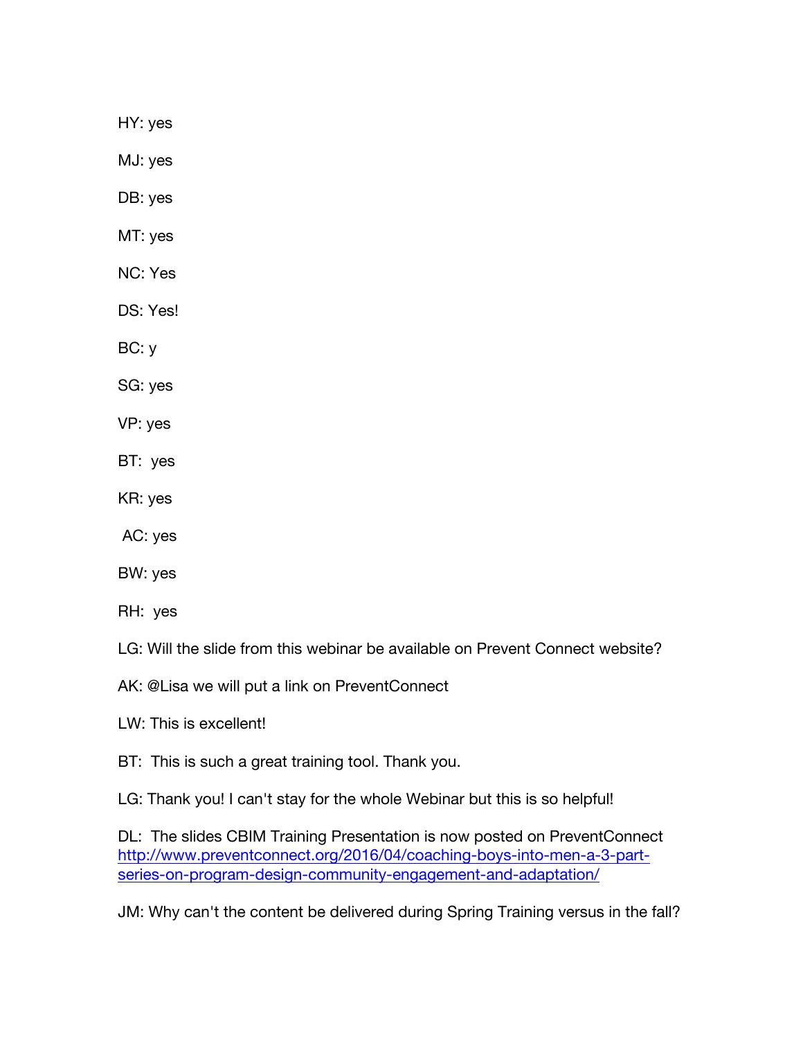HY: yes

MJ: yes

DB: yes

MT: yes

NC: Yes

DS: Yes!

BC: y

SG: yes

VP: yes

BT: yes

KR: yes

AC: yes

BW: yes

RH: yes

LG: Will the slide from this webinar be available on Prevent Connect website?

AK: @Lisa we will put a link on PreventConnect

LW: This is excellent!

BT: This is such a great training tool. Thank you.

LG: Thank you! I can't stay for the whole Webinar but this is so helpful!

DL: The slides CBIM Training Presentation is now posted on PreventConnect [http://www.preventconnect.org/2016/04/coaching-boys-into-men-a-3-part-series-on-program-design-community-engagement-and-adaptation/](http://www.preventconnect.org/2016/04/coaching-boys-into-men-a-3-part-series-on-program-design-community-engagement-and-adaptation/)

JM: Why can't the content be delivered during Spring Training versus in the fall?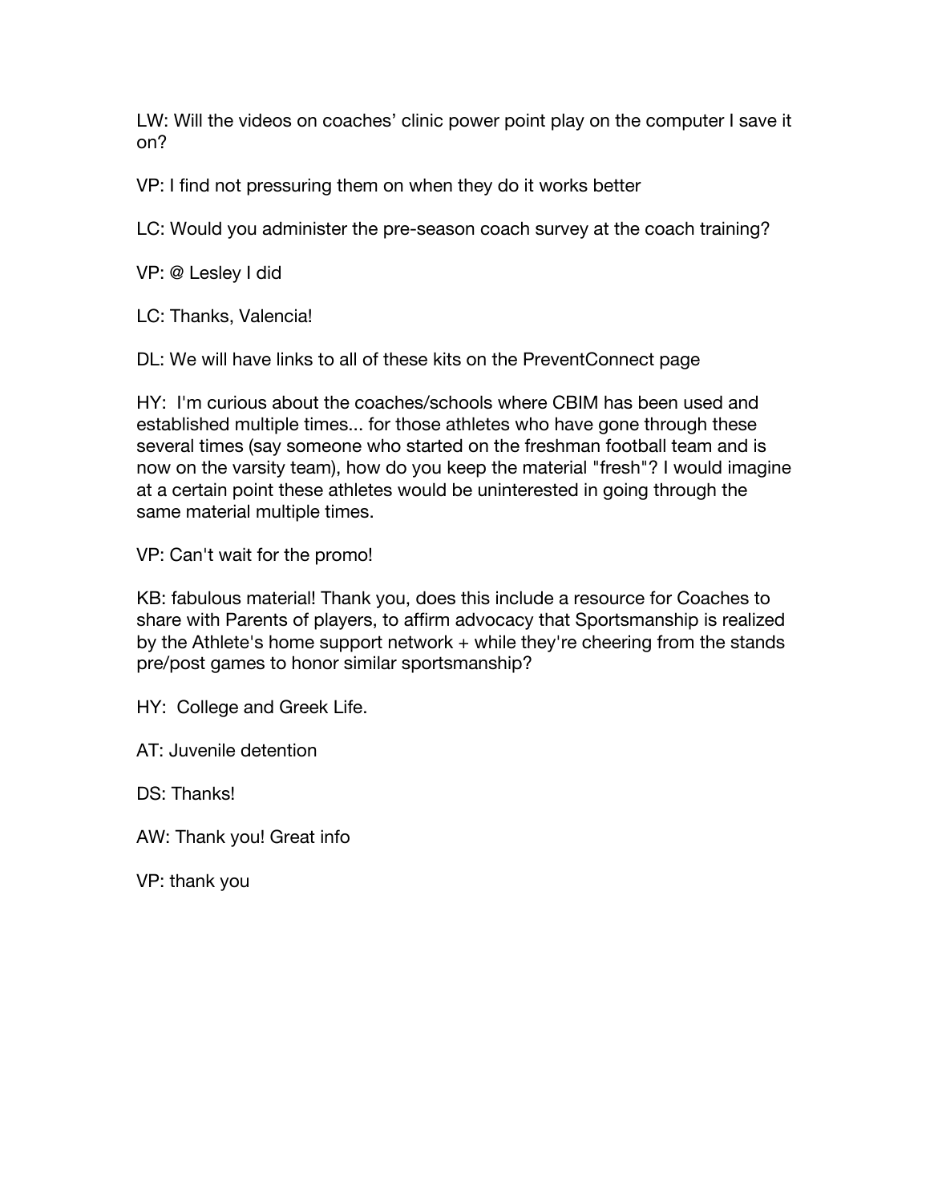LW: Will the videos on coaches' clinic power point play on the computer I save it on?

VP: I find not pressuring them on when they do it works better

LC: Would you administer the pre-season coach survey at the coach training?

VP: @ Lesley I did

LC: Thanks, Valencia!

DL: We will have links to all of these kits on the PreventConnect page

HY: I'm curious about the coaches/schools where CBIM has been used and established multiple times... for those athletes who have gone through these several times (say someone who started on the freshman football team and is now on the varsity team), how do you keep the material "fresh"? I would imagine at a certain point these athletes would be uninterested in going through the same material multiple times.

VP: Can't wait for the promo!

KB: fabulous material! Thank you, does this include a resource for Coaches to share with Parents of players, to affirm advocacy that Sportsmanship is realized by the Athlete's home support network + while they're cheering from the stands pre/post games to honor similar sportsmanship?

HY: College and Greek Life.

AT: Juvenile detention

DS: Thanks!

AW: Thank you! Great info

VP: thank you